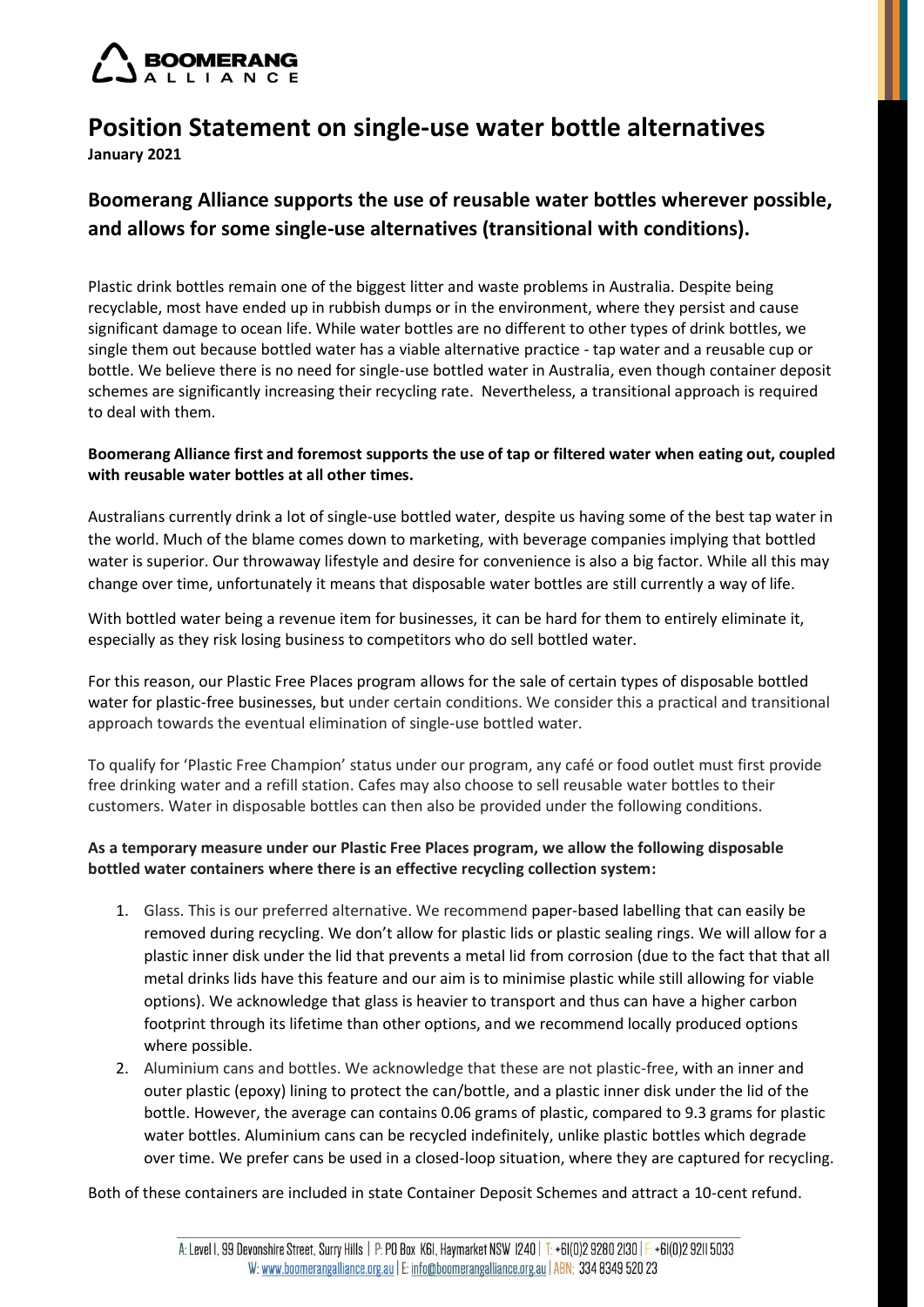# Position Statement on single-use water bottle alternatives

**January 2021**

## Boomerang Alliance supports the use of reusable water bottles wherever possible, and allows for some single-use alternatives (transitional with conditions).

Plastic drink bottles remain one of the biggest litter and waste problems in Australia. Despite being recyclable, most have ended up in rubbish dumps or in the environment, where they persist and cause significant damage to ocean life. While water bottles are no different to other types of drink bottles, we single them out because bottled water has a viable alternative practice - tap water and a reusable cup or bottle. We believe there is no need for single-use bottled water in Australia, even though container deposit schemes are significantly increasing their recycling rate. Nevertheless, a transitional approach is required to deal with them.

**Boomerang Alliance first and foremost supports the use of tap or filtered water when eating out, coupled with reusable water bottles at all other times.**

Australians currently drink a lot of single-use bottled water, despite us having some of the best tap water in the world. Much of the blame comes down to marketing, with beverage companies implying that bottled water is superior. Our throwaway lifestyle and desire for convenience is also a big factor. While all this may change over time, unfortunately it means that disposable water bottles are still currently a way of life.

With bottled water being a revenue item for businesses, it can be hard for them to entirely eliminate it, especially as they risk losing business to competitors who do sell bottled water.

For this reason, our Plastic Free Places program allows for the sale of certain types of disposable bottled water for plastic-free businesses, but under certain conditions. We consider this a practical and transitional approach towards the eventual elimination of single-use bottled water.

To qualify for 'Plastic Free Champion' status under our program, any café or food outlet must first provide free drinking water and a refill station. Cafes may also choose to sell reusable water bottles to their customers. Water in disposable bottles can then also be provided under the following conditions.

**As a temporary measure under our Plastic Free Places program, we allow the following disposable bottled water containers where there is an effective recycling collection system:**

1. Glass. This is our preferred alternative. We recommend paper-based labelling that can easily be removed during recycling. We don't allow for plastic lids or plastic sealing rings. We will allow for a plastic inner disk under the lid that prevents a metal lid from corrosion (due to the fact that that all metal drinks lids have this feature and our aim is to minimise plastic while still allowing for viable options). We acknowledge that glass is heavier to transport and thus can have a higher carbon footprint through its lifetime than other options, and we recommend locally produced options where possible.
2. Aluminium cans and bottles. We acknowledge that these are not plastic-free, with an inner and outer plastic (epoxy) lining to protect the can/bottle, and a plastic inner disk under the lid of the bottle. However, the average can contains 0.06 grams of plastic, compared to 9.3 grams for plastic water bottles. Aluminium cans can be recycled indefinitely, unlike plastic bottles which degrade over time. We prefer cans be used in a closed-loop situation, where they are captured for recycling.

Both of these containers are included in state Container Deposit Schemes and attract a 10-cent refund.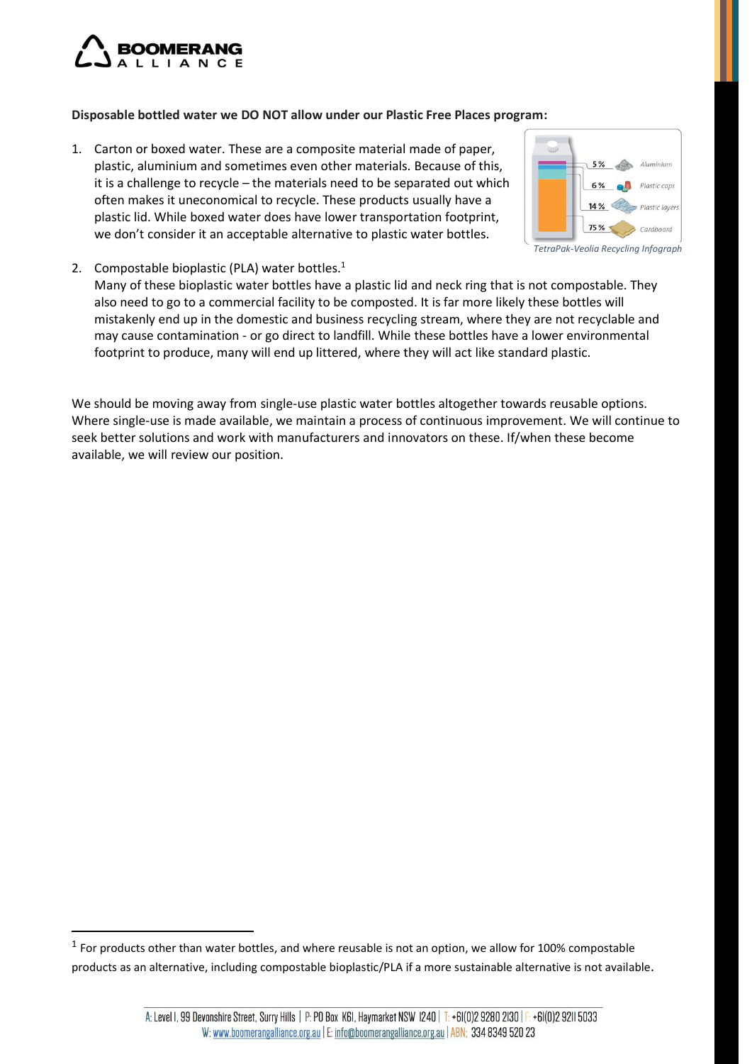**Disposable bottled water we DO NOT allow under our Plastic Free Places program:**

1. Carton or boxed water. These are a composite material made of paper, plastic, aluminium and sometimes even other materials. Because of this, it is a challenge to recycle – the materials need to be separated out which often makes it uneconomical to recycle. These products usually have a plastic lid. While boxed water does have lower transportation footprint, we don't consider it an acceptable alternative to plastic water bottles.

5 % Aluminium
6 % Plastic caps
14 % Plastic layers
75 % Cardboard

*TetraPak-Veolia Recycling Infograph*

2. Compostable bioplastic (PLA) water bottles.[1]
   Many of these bioplastic water bottles have a plastic lid and neck ring that is not compostable. They also need to go to a commercial facility to be composted. It is far more likely these bottles will mistakenly end up in the domestic and business recycling stream, where they are not recyclable and may cause contamination - or go direct to landfill. While these bottles have a lower environmental footprint to produce, many will end up littered, where they will act like standard plastic.

We should be moving away from single-use plastic water bottles altogether towards reusable options. Where single-use is made available, we maintain a process of continuous improvement. We will continue to seek better solutions and work with manufacturers and innovators on these. If/when these become available, we will review our position.

[1] For products other than water bottles, and where reusable is not an option, we allow for 100% compostable products as an alternative, including compostable bioplastic/PLA if a more sustainable alternative is not available.